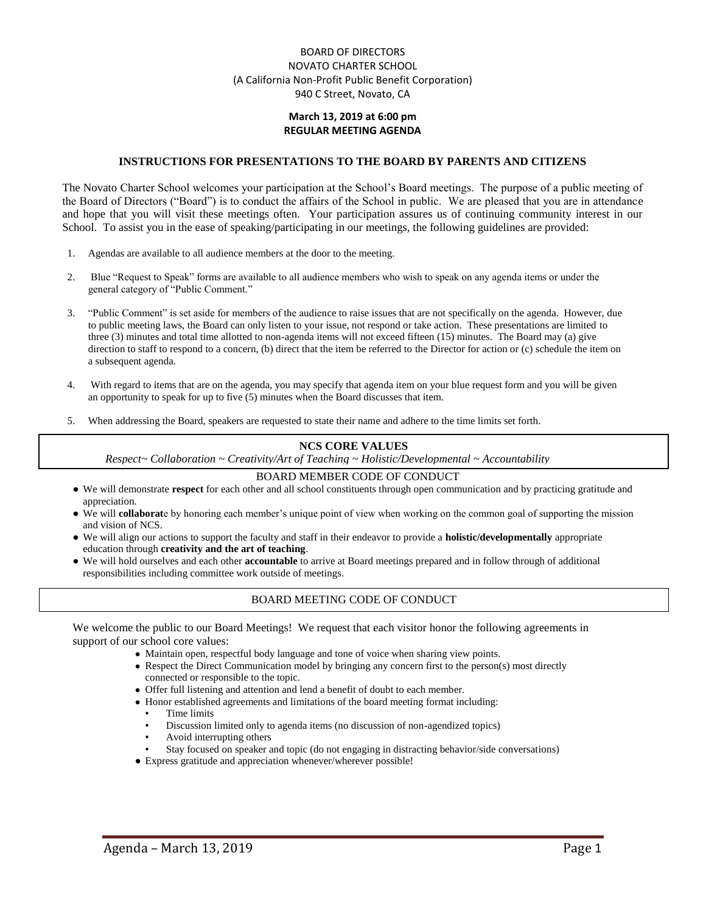BOARD OF DIRECTORS
NOVATO CHARTER SCHOOL
(A California Non-Profit Public Benefit Corporation)
940 C Street, Novato, CA

**March 13, 2019 at 6:00 pm**
**REGULAR MEETING AGENDA**

## INSTRUCTIONS FOR PRESENTATIONS TO THE BOARD BY PARENTS AND CITIZENS

The Novato Charter School welcomes your participation at the School's Board meetings. The purpose of a public meeting of the Board of Directors ("Board") is to conduct the affairs of the School in public. We are pleased that you are in attendance and hope that you will visit these meetings often. Your participation assures us of continuing community interest in our School. To assist you in the ease of speaking/participating in our meetings, the following guidelines are provided:

1. Agendas are available to all audience members at the door to the meeting.
2. Blue "Request to Speak" forms are available to all audience members who wish to speak on any agenda items or under the general category of "Public Comment."
3. "Public Comment" is set aside for members of the audience to raise issues that are not specifically on the agenda. However, due to public meeting laws, the Board can only listen to your issue, not respond or take action. These presentations are limited to three (3) minutes and total time allotted to non-agenda items will not exceed fifteen (15) minutes. The Board may (a) give direction to staff to respond to a concern, (b) direct that the item be referred to the Director for action or (c) schedule the item on a subsequent agenda.
4. With regard to items that are on the agenda, you may specify that agenda item on your blue request form and you will be given an opportunity to speak for up to five (5) minutes when the Board discusses that item.
5. When addressing the Board, speakers are requested to state their name and adhere to the time limits set forth.

## NCS CORE VALUES

*Respect~ Collaboration ~ Creativity/Art of Teaching ~ Holistic/Developmental ~ Accountability*

## BOARD MEMBER CODE OF CONDUCT

- We will demonstrate **respect** for each other and all school constituents through open communication and by practicing gratitude and appreciation.
- We will **collaborat**e by honoring each member's unique point of view when working on the common goal of supporting the mission and vision of NCS.
- We will align our actions to support the faculty and staff in their endeavor to provide a **holistic/developmentally** appropriate education through **creativity and the art of teaching**.
- We will hold ourselves and each other **accountable** to arrive at Board meetings prepared and in follow through of additional responsibilities including committee work outside of meetings.

## BOARD MEETING CODE OF CONDUCT

We welcome the public to our Board Meetings! We request that each visitor honor the following agreements in support of our school core values:

- Maintain open, respectful body language and tone of voice when sharing view points.
- Respect the Direct Communication model by bringing any concern first to the person(s) most directly connected or responsible to the topic.
- Offer full listening and attention and lend a benefit of doubt to each member.
- Honor established agreements and limitations of the board meeting format including:
  - Time limits
  - Discussion limited only to agenda items (no discussion of non-agendized topics)
  - Avoid interrupting others
  - Stay focused on speaker and topic (do not engaging in distracting behavior/side conversations)
- Express gratitude and appreciation whenever/wherever possible!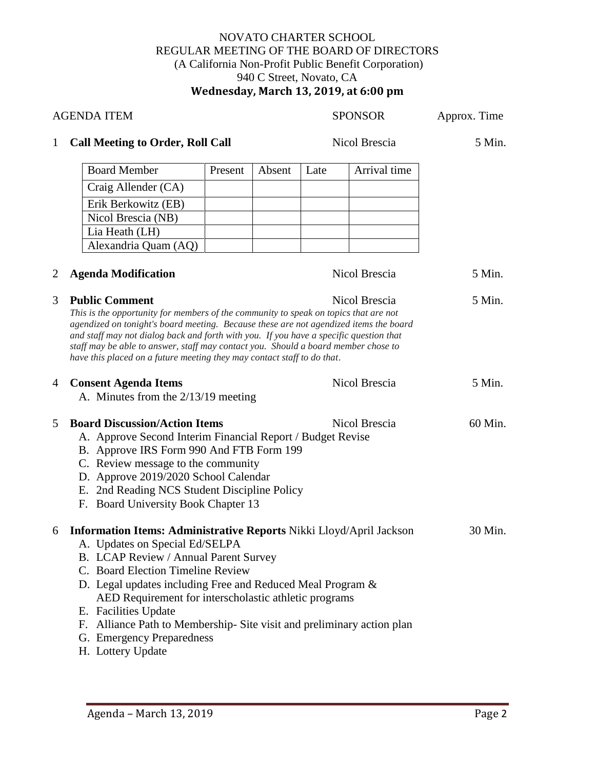# NOVATO CHARTER SCHOOL
## REGULAR MEETING OF THE BOARD OF DIRECTORS
(A California Non-Profit Public Benefit Corporation)
940 C Street, Novato, CA
**Wednesday, March 13, 2019, at 6:00 pm**

| | AGENDA ITEM | SPONSOR | Approx. Time |
|---|---|---|---|
| 1 | **Call Meeting to Order, Roll Call** | Nicol Brescia | 5 Min. |

| Board Member | Present | Absent | Late | Arrival time |
|---|---|---|---|---|
| Craig Allender (CA) | | | | |
| Erik Berkowitz (EB) | | | | |
| Nicol Brescia (NB) | | | | |
| Lia Heath (LH) | | | | |
| Alexandria Quam (AQ) | | | | |

2 **Agenda Modification** — Nicol Brescia — 5 Min.

3 **Public Comment** — Nicol Brescia — 5 Min.

*This is the opportunity for members of the community to speak on topics that are not agendized on tonight's board meeting. Because these are not agendized items the board and staff may not dialog back and forth with you. If you have a specific question that staff may be able to answer, staff may contact you. Should a board member chose to have this placed on a future meeting they may contact staff to do that.*

4 **Consent Agenda Items** — Nicol Brescia — 5 Min.

A. Minutes from the 2/13/19 meeting

5 **Board Discussion/Action Items** — Nicol Brescia — 60 Min.

A. Approve Second Interim Financial Report / Budget Revise
B. Approve IRS Form 990 And FTB Form 199
C. Review message to the community
D. Approve 2019/2020 School Calendar
E. 2nd Reading NCS Student Discipline Policy
F. Board University Book Chapter 13

6 **Information Items: Administrative Reports** Nikki Lloyd/April Jackson — 30 Min.

A. Updates on Special Ed/SELPA
B. LCAP Review / Annual Parent Survey
C. Board Election Timeline Review
D. Legal updates including Free and Reduced Meal Program & AED Requirement for interscholastic athletic programs
E. Facilities Update
F. Alliance Path to Membership- Site visit and preliminary action plan
G. Emergency Preparedness
H. Lottery Update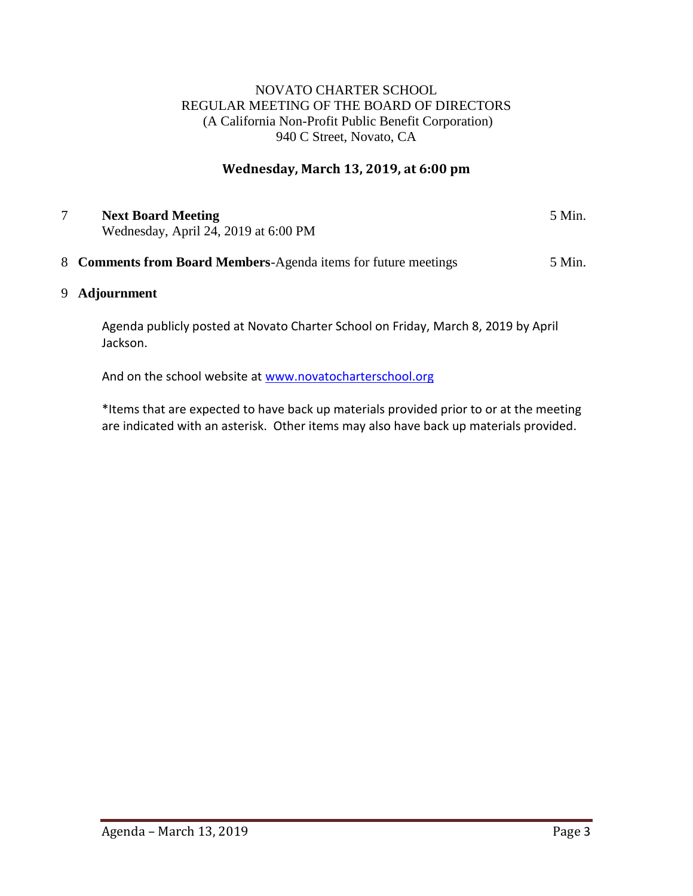NOVATO CHARTER SCHOOL
REGULAR MEETING OF THE BOARD OF DIRECTORS
(A California Non-Profit Public Benefit Corporation)
940 C Street, Novato, CA

**Wednesday, March 13, 2019, at 6:00 pm**

| | | |
|---|---|---|
| 7 | **Next Board Meeting**<br>Wednesday, April 24, 2019 at 6:00 PM | 5 Min. |
| 8 | **Comments from Board Members**-Agenda items for future meetings | 5 Min. |
| 9 | **Adjournment** | |

Agenda publicly posted at Novato Charter School on Friday, March 8, 2019 by April Jackson.

And on the school website at www.novatocharterschool.org

*Items that are expected to have back up materials provided prior to or at the meeting are indicated with an asterisk. Other items may also have back up materials provided.